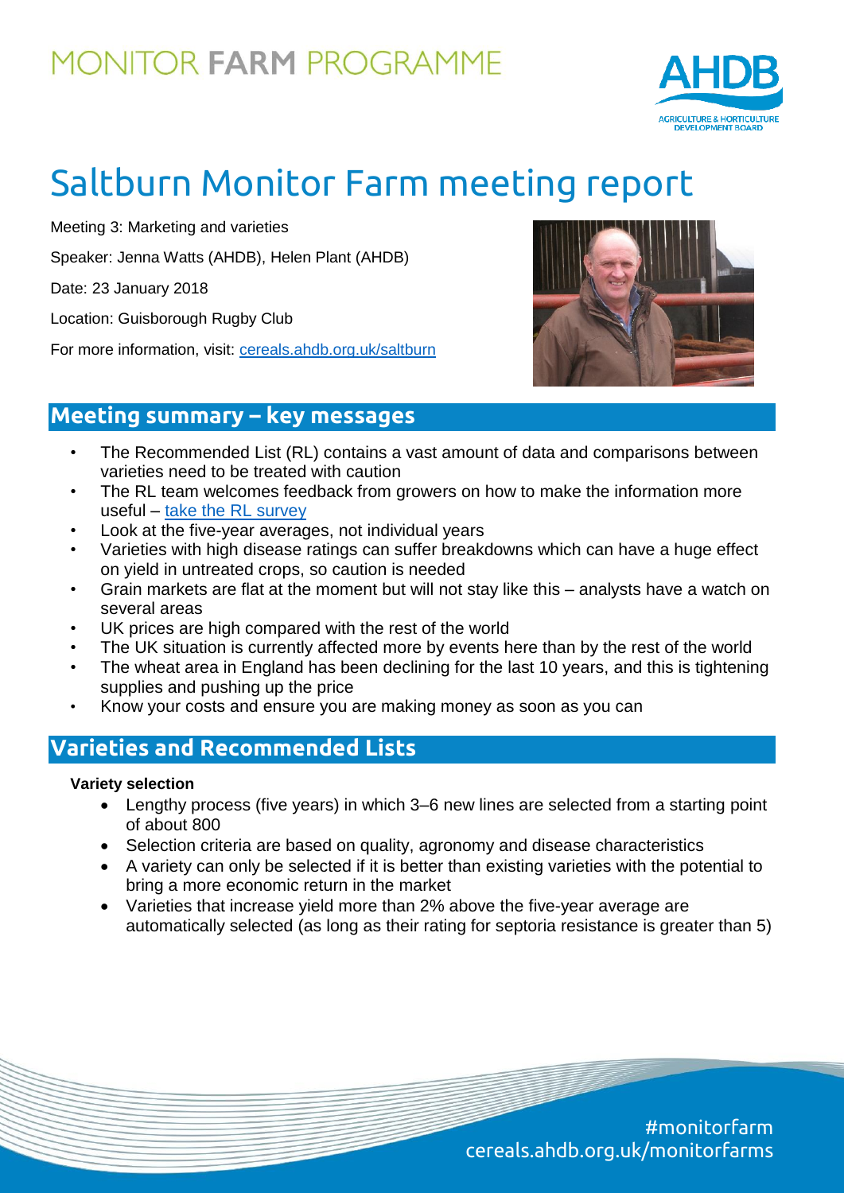# MONITOR FARM PROGRAMME

# Saltburn Monitor Farm meeting report

Meeting 3: Marketing and varieties

Speaker: Jenna Watts (AHDB), Helen Plant (AHDB)

Date: 23 January 2018

Location: Guisborough Rugby Club

For more information, visit: [cereals.ahdb.org.uk/saltburn](cereals.ahdb.org.uk/saltburn)

## Meeting summary – key messages

- The Recommended List (RL) contains a vast amount of data and comparisons between varieties need to be treated with caution
- The RL team welcomes feedback from growers on how to make the information more useful – take the RL survey
- Look at the five-year averages, not individual years
- Varieties with high disease ratings can suffer breakdowns which can have a huge effect on yield in untreated crops, so caution is needed
- Grain markets are flat at the moment but will not stay like this – analysts have a watch on several areas
- UK prices are high compared with the rest of the world
- The UK situation is currently affected more by events here than by the rest of the world
- The wheat area in England has been declining for the last 10 years, and this is tightening supplies and pushing up the price
- Know your costs and ensure you are making money as soon as you can

## Varieties and Recommended Lists

**Variety selection**

- Lengthy process (five years) in which 3–6 new lines are selected from a starting point of about 800
- Selection criteria are based on quality, agronomy and disease characteristics
- A variety can only be selected if it is better than existing varieties with the potential to bring a more economic return in the market
- Varieties that increase yield more than 2% above the five-year average are automatically selected (as long as their rating for septoria resistance is greater than 5)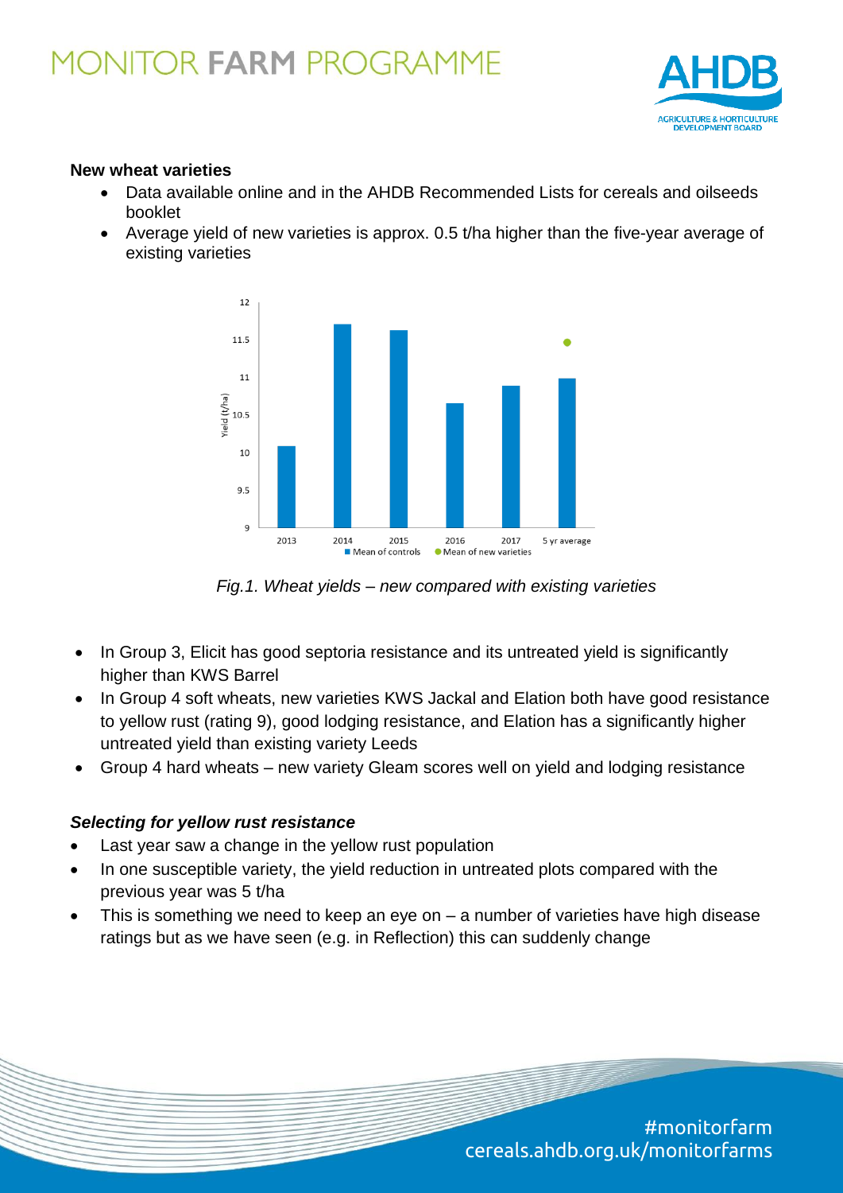**New wheat varieties**

- Data available online and in the AHDB Recommended Lists for cereals and oilseeds booklet
- Average yield of new varieties is approx. 0.5 t/ha higher than the five-year average of existing varieties

*Fig.1. Wheat yields – new compared with existing varieties*

- In Group 3, Elicit has good septoria resistance and its untreated yield is significantly higher than KWS Barrel
- In Group 4 soft wheats, new varieties KWS Jackal and Elation both have good resistance to yellow rust (rating 9), good lodging resistance, and Elation has a significantly higher untreated yield than existing variety Leeds
- Group 4 hard wheats – new variety Gleam scores well on yield and lodging resistance

***Selecting for yellow rust resistance***

- Last year saw a change in the yellow rust population
- In one susceptible variety, the yield reduction in untreated plots compared with the previous year was 5 t/ha
- This is something we need to keep an eye on – a number of varieties have high disease ratings but as we have seen (e.g. in Reflection) this can suddenly change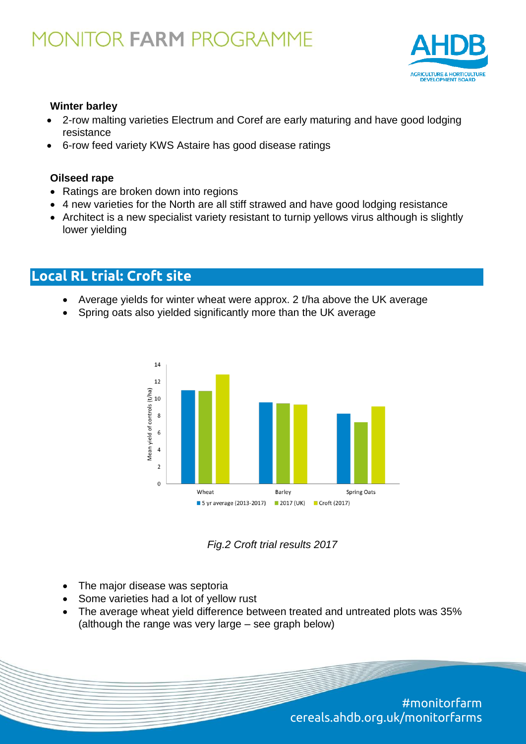### Winter barley

- 2-row malting varieties Electrum and Coref are early maturing and have good lodging resistance
- 6-row feed variety KWS Astaire has good disease ratings

### Oilseed rape

- Ratings are broken down into regions
- 4 new varieties for the North are all stiff strawed and have good lodging resistance
- Architect is a new specialist variety resistant to turnip yellows virus although is slightly lower yielding

## Local RL trial: Croft site

- Average yields for winter wheat were approx. 2 t/ha above the UK average
- Spring oats also yielded significantly more than the UK average

*Fig.2 Croft trial results 2017*

- The major disease was septoria
- Some varieties had a lot of yellow rust
- The average wheat yield difference between treated and untreated plots was 35% (although the range was very large – see graph below)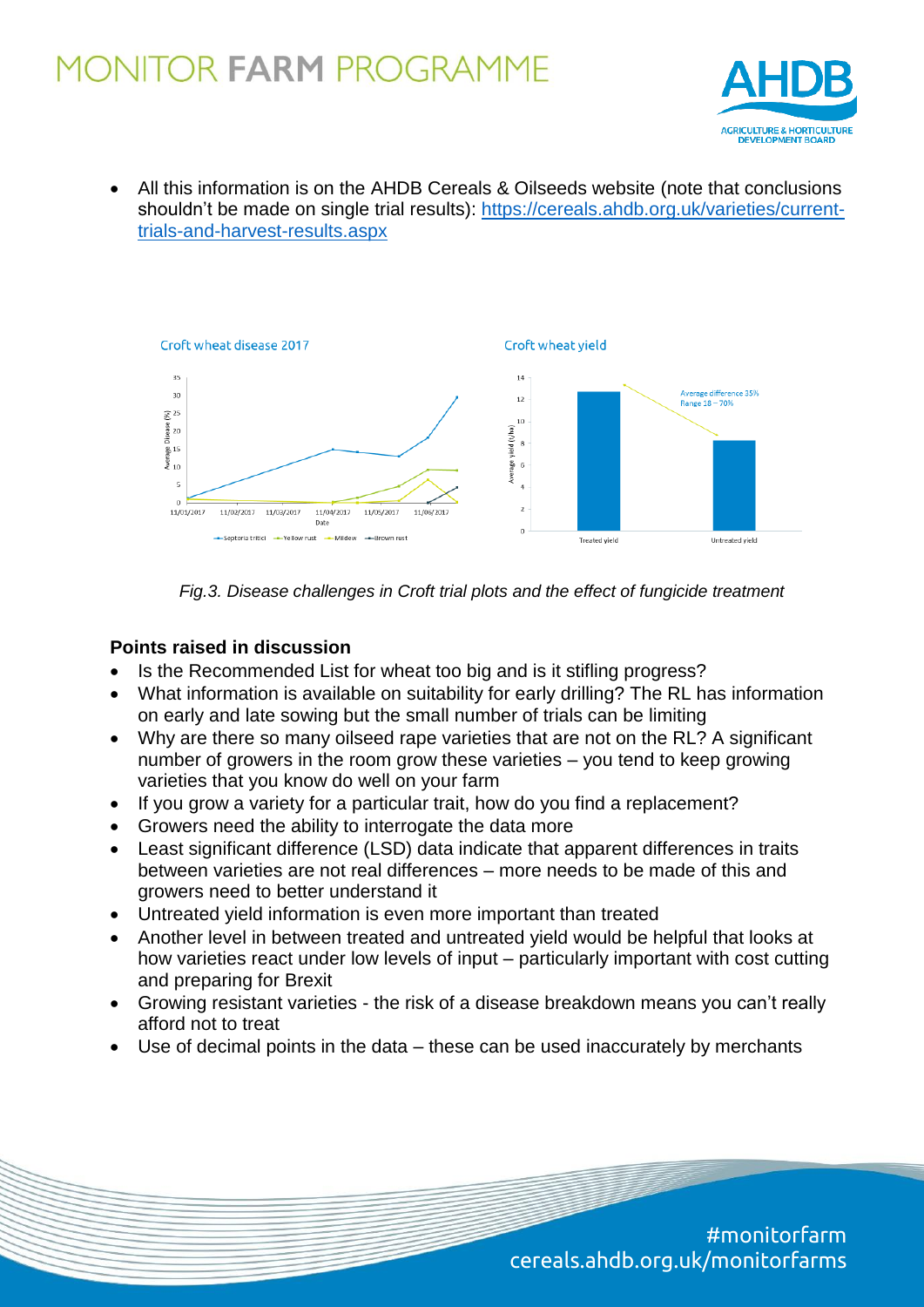- All this information is on the AHDB Cereals & Oilseeds website (note that conclusions shouldn't be made on single trial results): https://cereals.ahdb.org.uk/varieties/current-trials-and-harvest-results.aspx

*Fig.3. Disease challenges in Croft trial plots and the effect of fungicide treatment*

**Points raised in discussion**

- Is the Recommended List for wheat too big and is it stifling progress?
- What information is available on suitability for early drilling? The RL has information on early and late sowing but the small number of trials can be limiting
- Why are there so many oilseed rape varieties that are not on the RL? A significant number of growers in the room grow these varieties – you tend to keep growing varieties that you know do well on your farm
- If you grow a variety for a particular trait, how do you find a replacement?
- Growers need the ability to interrogate the data more
- Least significant difference (LSD) data indicate that apparent differences in traits between varieties are not real differences – more needs to be made of this and growers need to better understand it
- Untreated yield information is even more important than treated
- Another level in between treated and untreated yield would be helpful that looks at how varieties react under low levels of input – particularly important with cost cutting and preparing for Brexit
- Growing resistant varieties - the risk of a disease breakdown means you can't really afford not to treat
- Use of decimal points in the data – these can be used inaccurately by merchants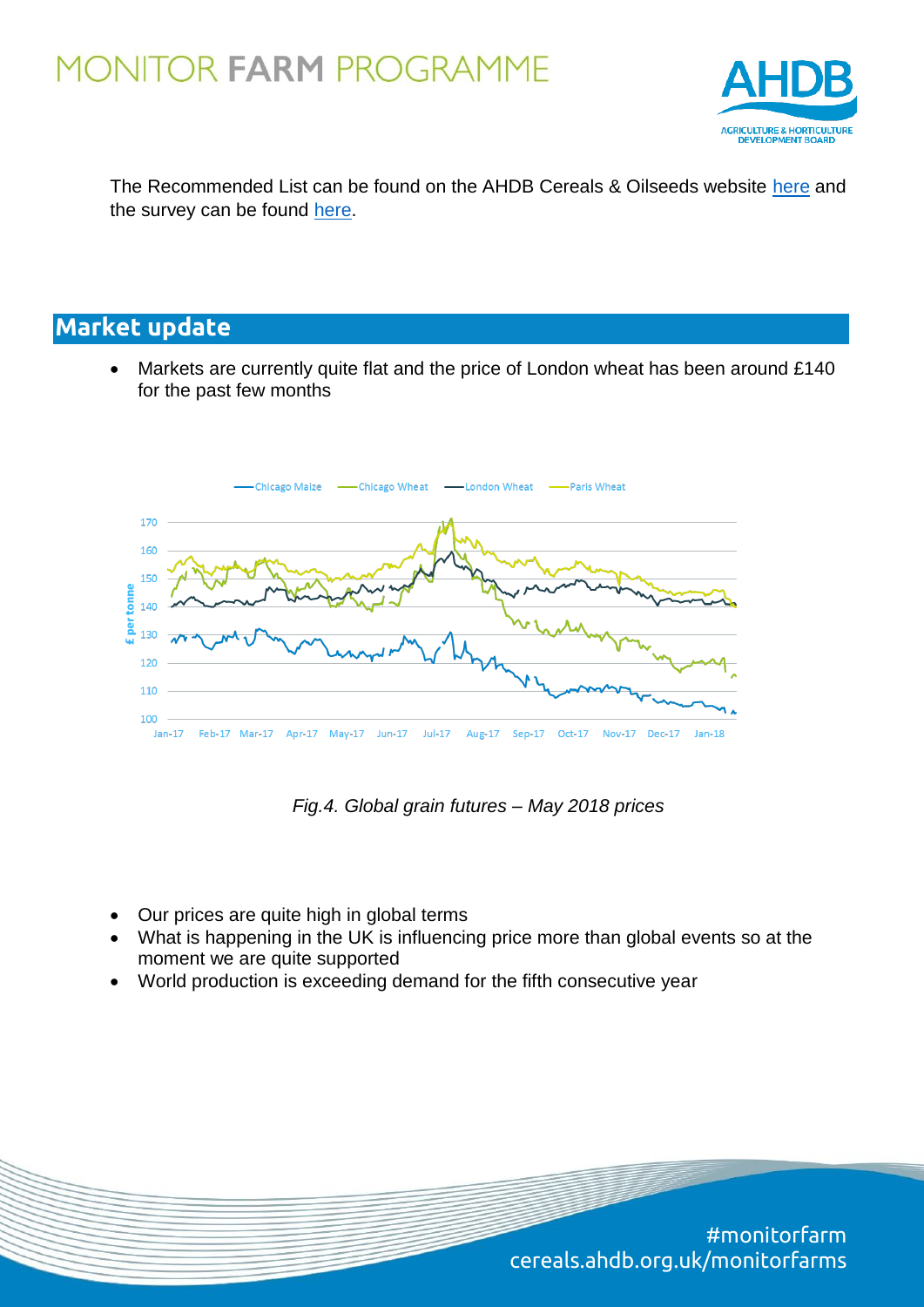The Recommended List can be found on the AHDB Cereals & Oilseeds website here and the survey can be found here.

## Market update

- Markets are currently quite flat and the price of London wheat has been around £140 for the past few months

*Fig.4. Global grain futures – May 2018 prices*

- Our prices are quite high in global terms
- What is happening in the UK is influencing price more than global events so at the moment we are quite supported
- World production is exceeding demand for the fifth consecutive year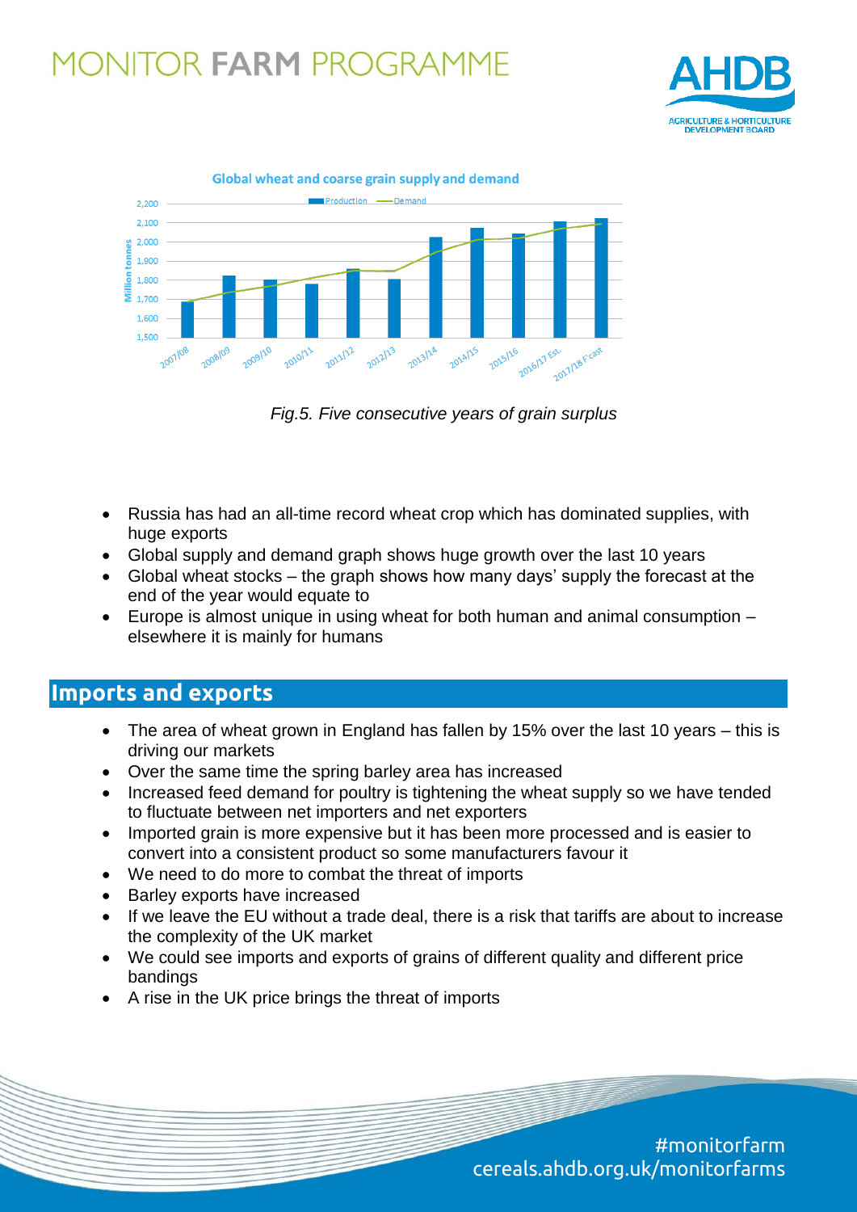Global wheat and coarse grain supply and demand

*Fig.5. Five consecutive years of grain surplus*

- Russia has had an all-time record wheat crop which has dominated supplies, with huge exports
- Global supply and demand graph shows huge growth over the last 10 years
- Global wheat stocks – the graph shows how many days' supply the forecast at the end of the year would equate to
- Europe is almost unique in using wheat for both human and animal consumption – elsewhere it is mainly for humans

## Imports and exports

- The area of wheat grown in England has fallen by 15% over the last 10 years – this is driving our markets
- Over the same time the spring barley area has increased
- Increased feed demand for poultry is tightening the wheat supply so we have tended to fluctuate between net importers and net exporters
- Imported grain is more expensive but it has been more processed and is easier to convert into a consistent product so some manufacturers favour it
- We need to do more to combat the threat of imports
- Barley exports have increased
- If we leave the EU without a trade deal, there is a risk that tariffs are about to increase the complexity of the UK market
- We could see imports and exports of grains of different quality and different price bandings
- A rise in the UK price brings the threat of imports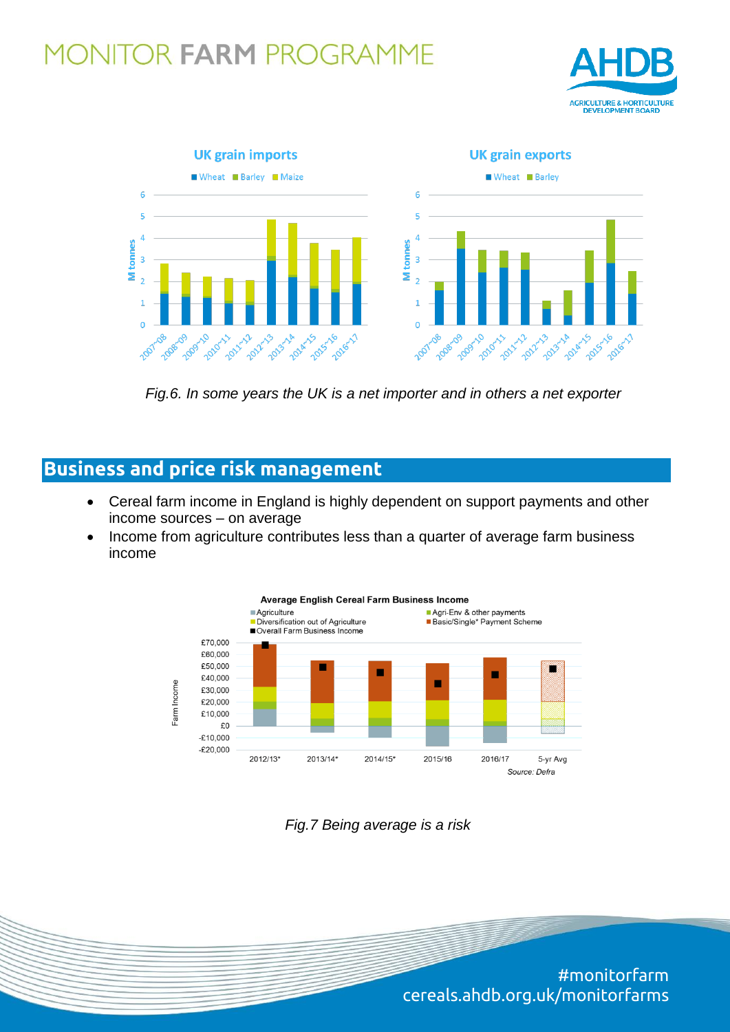*Fig.6. In some years the UK is a net importer and in others a net exporter*

## Business and price risk management

- Cereal farm income in England is highly dependent on support payments and other income sources – on average
- Income from agriculture contributes less than a quarter of average farm business income

*Fig.7 Being average is a risk*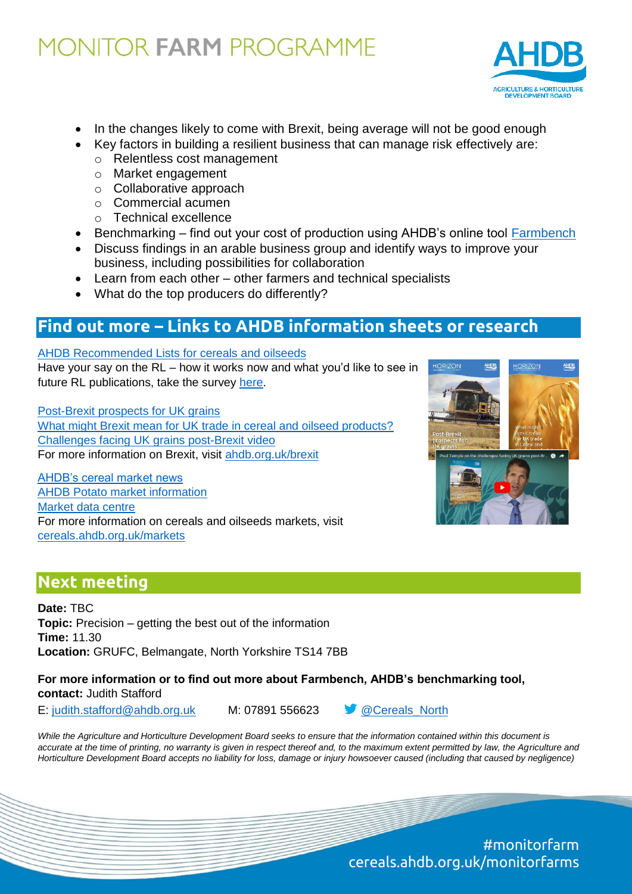- In the changes likely to come with Brexit, being average will not be good enough
- Key factors in building a resilient business that can manage risk effectively are:
  - Relentless cost management
  - Market engagement
  - Collaborative approach
  - Commercial acumen
  - Technical excellence
- Benchmarking – find out your cost of production using AHDB's online tool Farmbench
- Discuss findings in an arable business group and identify ways to improve your business, including possibilities for collaboration
- Learn from each other – other farmers and technical specialists
- What do the top producers do differently?

## Find out more – Links to AHDB information sheets or research

AHDB Recommended Lists for cereals and oilseeds

Have your say on the RL – how it works now and what you'd like to see in future RL publications, take the survey here.

Post-Brexit prospects for UK grains
What might Brexit mean for UK trade in cereal and oilseed products?
Challenges facing UK grains post-Brexit video
For more information on Brexit, visit ahdb.org.uk/brexit

AHDB's cereal market news
AHDB Potato market information
Market data centre
For more information on cereals and oilseeds markets, visit cereals.ahdb.org.uk/markets

## Next meeting

**Date:** TBC
**Topic:** Precision – getting the best out of the information
**Time:** 11.30
**Location:** GRUFC, Belmangate, North Yorkshire TS14 7BB

**For more information or to find out more about Farmbench, AHDB's benchmarking tool, contact:** Judith Stafford

E: judith.stafford@ahdb.org.uk M: 07891 556623 @Cereals_North

*While the Agriculture and Horticulture Development Board seeks to ensure that the information contained within this document is accurate at the time of printing, no warranty is given in respect thereof and, to the maximum extent permitted by law, the Agriculture and Horticulture Development Board accepts no liability for loss, damage or injury howsoever caused (including that caused by negligence)*

#monitorfarm
cereals.ahdb.org.uk/monitorfarms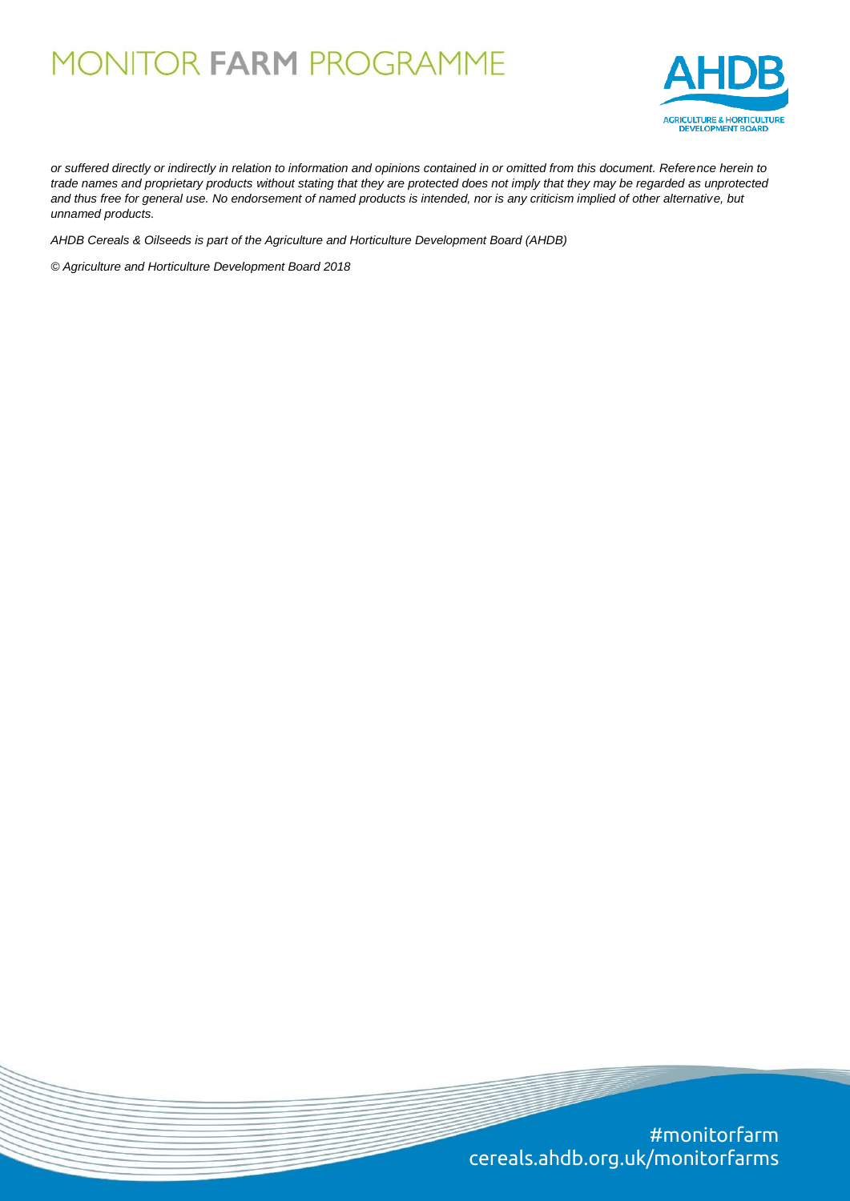*or suffered directly or indirectly in relation to information and opinions contained in or omitted from this document. Reference herein to trade names and proprietary products without stating that they are protected does not imply that they may be regarded as unprotected and thus free for general use. No endorsement of named products is intended, nor is any criticism implied of other alternative, but unnamed products.*

*AHDB Cereals & Oilseeds is part of the Agriculture and Horticulture Development Board (AHDB)*

*© Agriculture and Horticulture Development Board 2018*